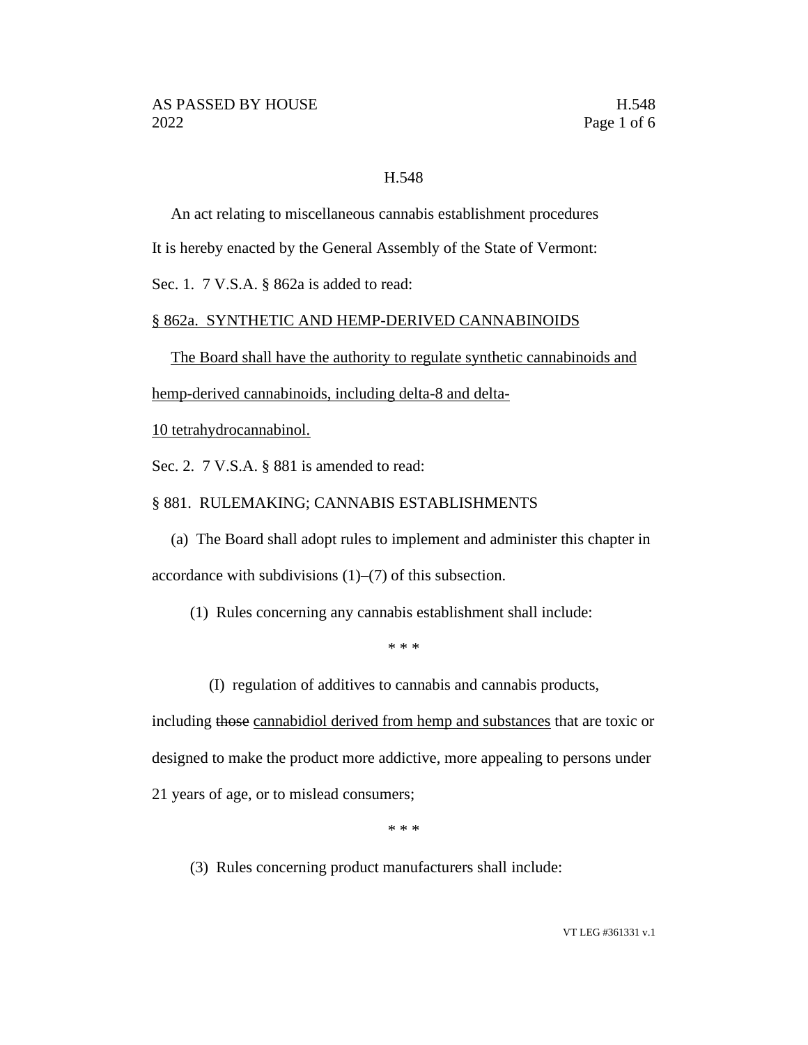H.548

An act relating to miscellaneous cannabis establishment procedures

It is hereby enacted by the General Assembly of the State of Vermont:

Sec. 1. 7 V.S.A. § 862a is added to read:

<u>§ 862a. SYNTHETIC AND HEMP-DERIVED CANNABINOIDS</u>

<u>The Board shall have the authority to regulate synthetic cannabinoids and hemp-derived cannabinoids, including delta-8 and delta-10 tetrahydrocannabinol.</u>

Sec. 2. 7 V.S.A. § 881 is amended to read:

§ 881. RULEMAKING; CANNABIS ESTABLISHMENTS

(a) The Board shall adopt rules to implement and administer this chapter in accordance with subdivisions (1)–(7) of this subsection.

(1) Rules concerning any cannabis establishment shall include:

\* \* \*

(I) regulation of additives to cannabis and cannabis products, including ~~those~~ <u>cannabidiol derived from hemp and substances</u> that are toxic or designed to make the product more addictive, more appealing to persons under 21 years of age, or to mislead consumers;

\* \* \*

(3) Rules concerning product manufacturers shall include: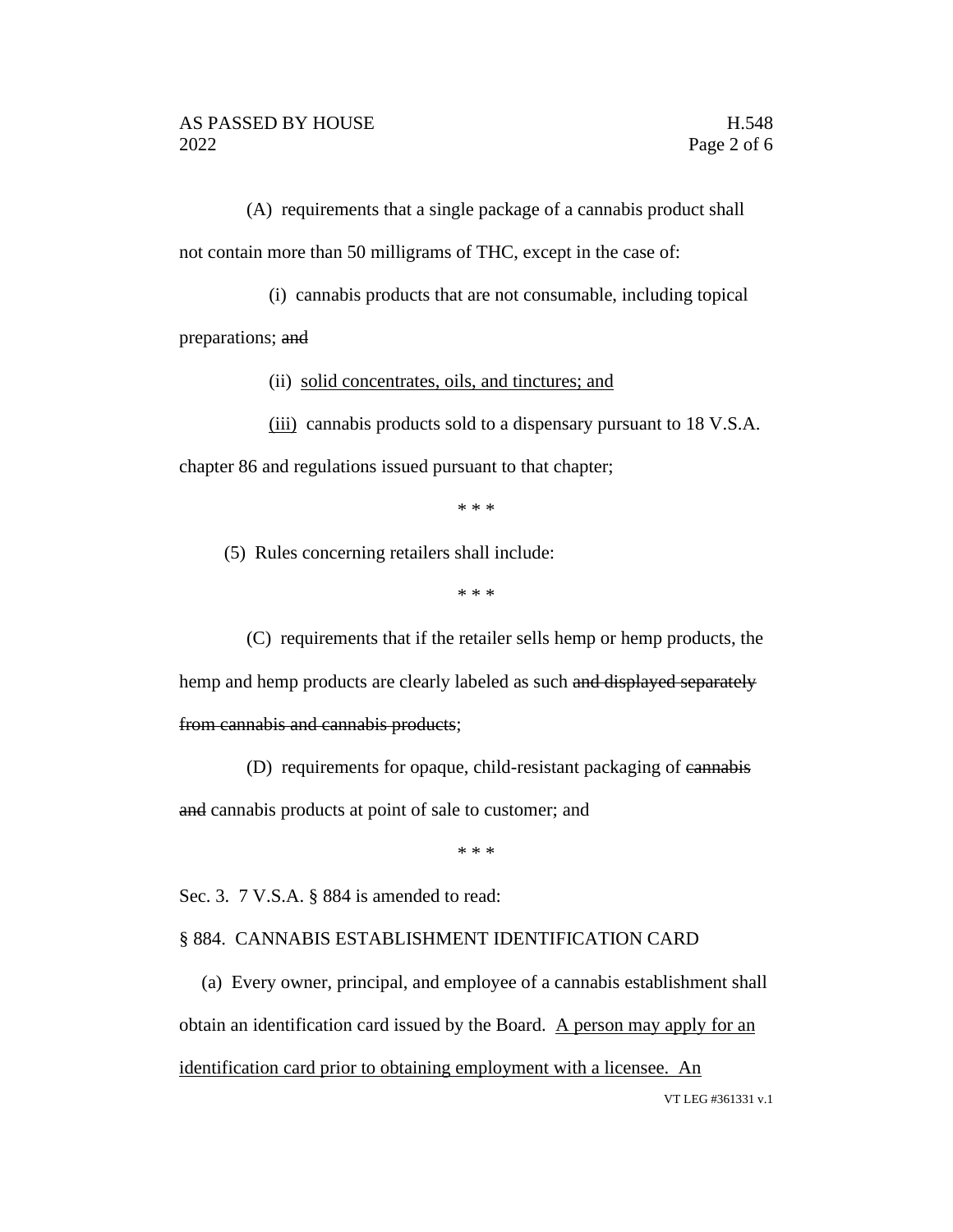(A) requirements that a single package of a cannabis product shall not contain more than 50 milligrams of THC, except in the case of:

(i) cannabis products that are not consumable, including topical preparations; ~~and~~

(ii) <u>solid concentrates, oils, and tinctures; and</u>

<u>(iii)</u> cannabis products sold to a dispensary pursuant to 18 V.S.A. chapter 86 and regulations issued pursuant to that chapter;

\* \* \*

(5) Rules concerning retailers shall include:

\* \* \*

(C) requirements that if the retailer sells hemp or hemp products, the hemp and hemp products are clearly labeled as such ~~and displayed separately from cannabis and cannabis products~~;

(D) requirements for opaque, child-resistant packaging of ~~cannabis and~~ cannabis products at point of sale to customer; and

\* \* \*

Sec. 3. 7 V.S.A. § 884 is amended to read:

§ 884. CANNABIS ESTABLISHMENT IDENTIFICATION CARD

(a) Every owner, principal, and employee of a cannabis establishment shall obtain an identification card issued by the Board. <u>A person may apply for an identification card prior to obtaining employment with a licensee. An</u>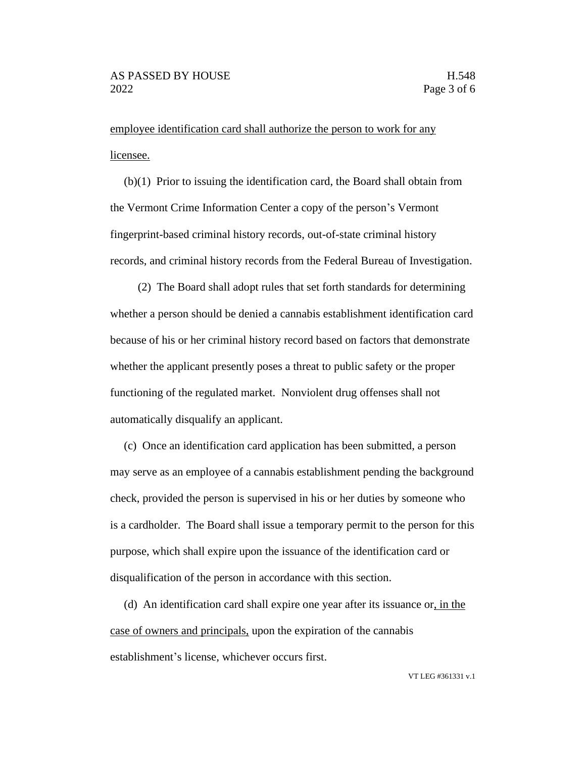employee identification card shall authorize the person to work for any licensee.

(b)(1) Prior to issuing the identification card, the Board shall obtain from the Vermont Crime Information Center a copy of the person's Vermont fingerprint-based criminal history records, out-of-state criminal history records, and criminal history records from the Federal Bureau of Investigation.

(2) The Board shall adopt rules that set forth standards for determining whether a person should be denied a cannabis establishment identification card because of his or her criminal history record based on factors that demonstrate whether the applicant presently poses a threat to public safety or the proper functioning of the regulated market. Nonviolent drug offenses shall not automatically disqualify an applicant.

(c) Once an identification card application has been submitted, a person may serve as an employee of a cannabis establishment pending the background check, provided the person is supervised in his or her duties by someone who is a cardholder. The Board shall issue a temporary permit to the person for this purpose, which shall expire upon the issuance of the identification card or disqualification of the person in accordance with this section.

(d) An identification card shall expire one year after its issuance or, in the case of owners and principals, upon the expiration of the cannabis establishment's license, whichever occurs first.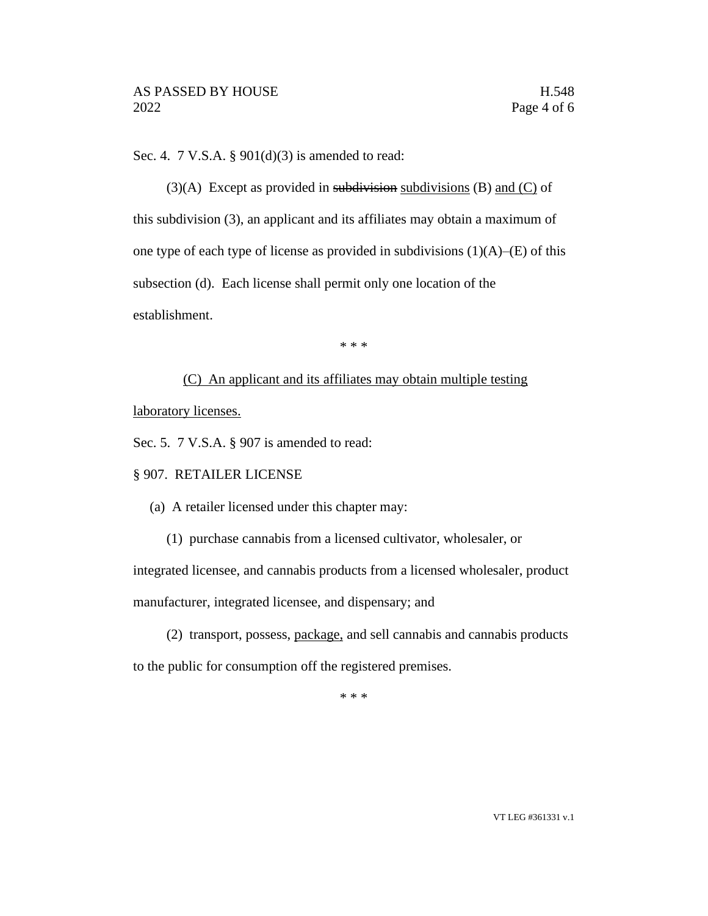Sec. 4. 7 V.S.A. § 901(d)(3) is amended to read:

(3)(A) Except as provided in ~~subdivision~~ <u>subdivisions</u> (B) <u>and (C)</u> of this subdivision (3), an applicant and its affiliates may obtain a maximum of one type of each type of license as provided in subdivisions (1)(A)–(E) of this subsection (d). Each license shall permit only one location of the establishment.

\* \* \*

<u>(C) An applicant and its affiliates may obtain multiple testing laboratory licenses.</u>

Sec. 5. 7 V.S.A. § 907 is amended to read:

§ 907. RETAILER LICENSE

(a) A retailer licensed under this chapter may:

(1) purchase cannabis from a licensed cultivator, wholesaler, or integrated licensee, and cannabis products from a licensed wholesaler, product manufacturer, integrated licensee, and dispensary; and

(2) transport, possess, <u>package,</u> and sell cannabis and cannabis products to the public for consumption off the registered premises.

\* \* \*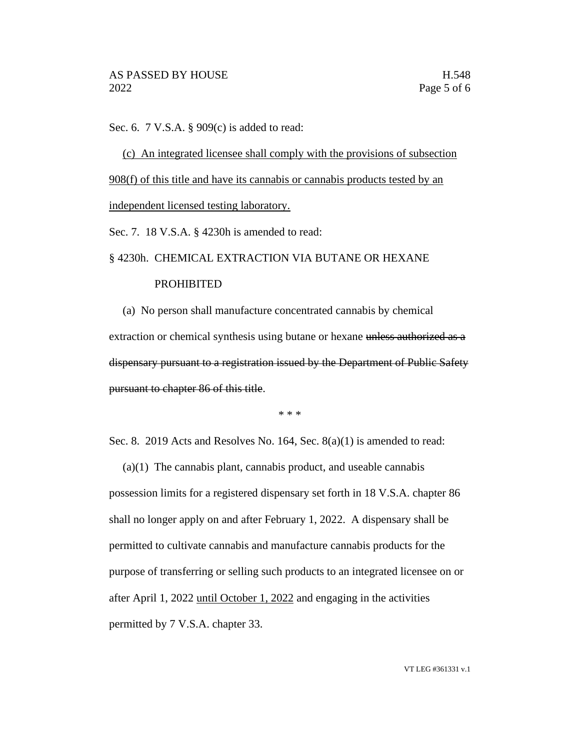Sec. 6. 7 V.S.A. § 909(c) is added to read:

<u>(c) An integrated licensee shall comply with the provisions of subsection 908(f) of this title and have its cannabis or cannabis products tested by an independent licensed testing laboratory.</u>

Sec. 7. 18 V.S.A. § 4230h is amended to read:

§ 4230h. CHEMICAL EXTRACTION VIA BUTANE OR HEXANE PROHIBITED

(a) No person shall manufacture concentrated cannabis by chemical extraction or chemical synthesis using butane or hexane ~~unless authorized as a dispensary pursuant to a registration issued by the Department of Public Safety pursuant to chapter 86 of this title~~.

\* \* \*

Sec. 8. 2019 Acts and Resolves No. 164, Sec. 8(a)(1) is amended to read:

(a)(1) The cannabis plant, cannabis product, and useable cannabis possession limits for a registered dispensary set forth in 18 V.S.A. chapter 86 shall no longer apply on and after February 1, 2022. A dispensary shall be permitted to cultivate cannabis and manufacture cannabis products for the purpose of transferring or selling such products to an integrated licensee on or after April 1, 2022 <u>until October 1, 2022</u> and engaging in the activities permitted by 7 V.S.A. chapter 33.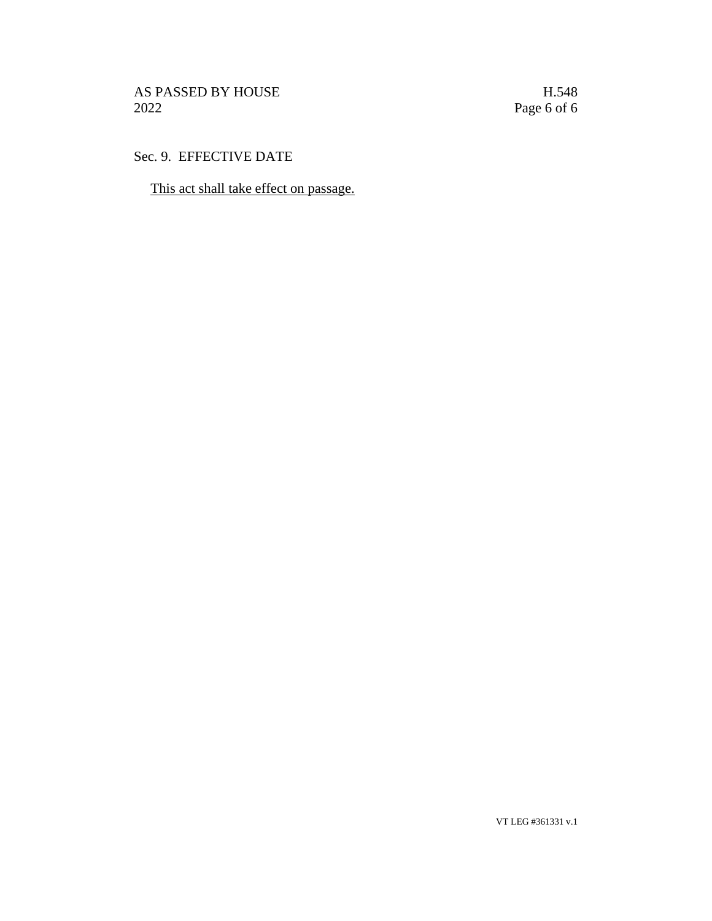Sec. 9. EFFECTIVE DATE

This act shall take effect on passage.